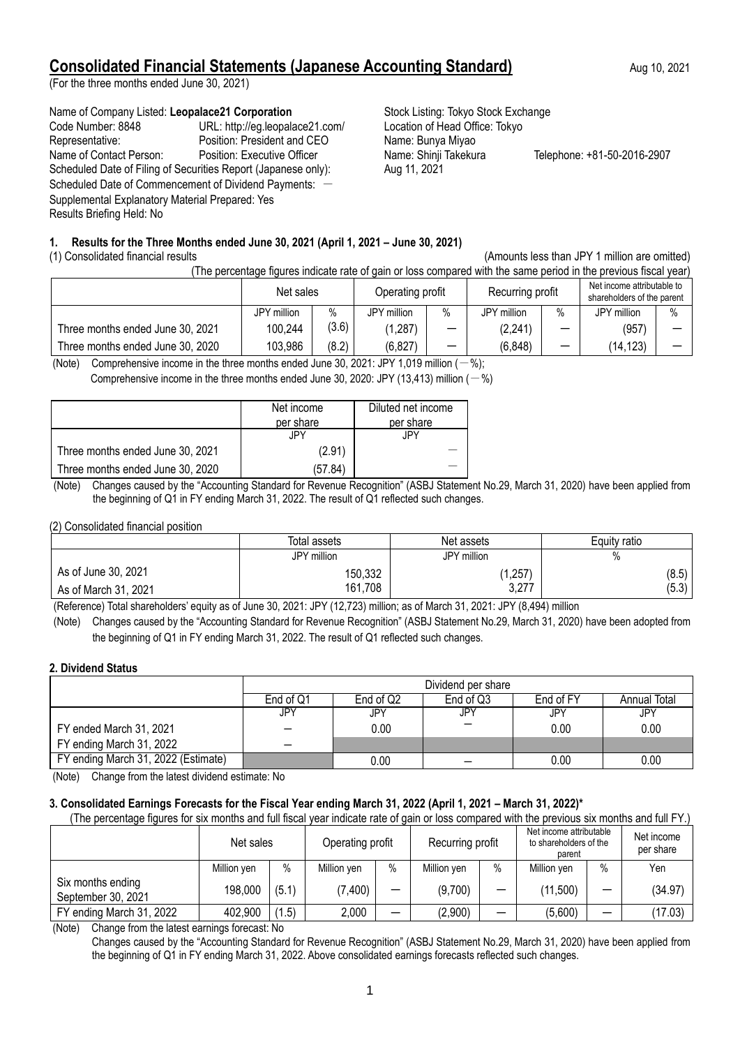# Consolidated Financial Statements (Japanese Accounting Standard)

Aug 10, 2021

(For the three months ended June 30, 2021)

Name of Company Listed: **Leopalace21 Corporation** Stock Listing: Tokyo Stock Exchange
Code Number: 8848 URL: http://eg.leopalace21.com/ Location of Head Office: Tokyo
Representative: Position: President and CEO Name: Bunya Miyao
Name of Contact Person: Position: Executive Officer Name: Shinji Takekura Telephone: +81-50-2016-2907
Scheduled Date of Filing of Securities Report (Japanese only): Aug 11, 2021
Scheduled Date of Commencement of Dividend Payments: －
Supplemental Explanatory Material Prepared: Yes
Results Briefing Held: No

## 1. Results for the Three Months ended June 30, 2021 (April 1, 2021 – June 30, 2021)

(1) Consolidated financial results (Amounts less than JPY 1 million are omitted)

(The percentage figures indicate rate of gain or loss compared with the same period in the previous fiscal year)

| | Net sales | | Operating profit | | Recurring profit | | Net income attributable to shareholders of the parent | |
|---|---|---|---|---|---|---|---|---|
| | JPY million | % | JPY million | % | JPY million | % | JPY million | % |
| Three months ended June 30, 2021 | 100,244 | (3.6) | (1,287) | ― | (2,241) | ― | (957) | ― |
| Three months ended June 30, 2020 | 103,986 | (8.2) | (6,827) | ― | (6,848) | ― | (14,123) | ― |

(Note) Comprehensive income in the three months ended June 30, 2021: JPY 1,019 million (－%);
Comprehensive income in the three months ended June 30, 2020: JPY (13,413) million (－%)

| | Net income per share | Diluted net income per share |
|---|---|---|
| | JPY | JPY |
| Three months ended June 30, 2021 | (2.91) | ― |
| Three months ended June 30, 2020 | (57.84) | ― |

(Note) Changes caused by the "Accounting Standard for Revenue Recognition" (ASBJ Statement No.29, March 31, 2020) have been applied from the beginning of Q1 in FY ending March 31, 2022. The result of Q1 reflected such changes.

(2) Consolidated financial position

| | Total assets | Net assets | Equity ratio |
|---|---|---|---|
| | JPY million | JPY million | % |
| As of June 30, 2021 | 150,332 | (1,257) | (8.5) |
| As of March 31, 2021 | 161,708 | 3,277 | (5.3) |

(Reference) Total shareholders' equity as of June 30, 2021: JPY (12,723) million; as of March 31, 2021: JPY (8,494) million

(Note) Changes caused by the "Accounting Standard for Revenue Recognition" (ASBJ Statement No.29, March 31, 2020) have been adopted from the beginning of Q1 in FY ending March 31, 2022. The result of Q1 reflected such changes.

## 2. Dividend Status

| | Dividend per share | | | | |
|---|---|---|---|---|---|
| | End of Q1 | End of Q2 | End of Q3 | End of FY | Annual Total |
| | JPY | JPY | JPY | JPY | JPY |
| FY ended March 31, 2021 | ― | 0.00 | ― | 0.00 | 0.00 |
| FY ending March 31, 2022 | ― | | | | |
| FY ending March 31, 2022 (Estimate) | | 0.00 | ― | 0.00 | 0.00 |

(Note) Change from the latest dividend estimate: No

## 3. Consolidated Earnings Forecasts for the Fiscal Year ending March 31, 2022 (April 1, 2021 – March 31, 2022)*

(The percentage figures for six months and full fiscal year indicate rate of gain or loss compared with the previous six months and full FY.)

| | Net sales | | Operating profit | | Recurring profit | | Net income attributable to shareholders of the parent | | Net income per share |
|---|---|---|---|---|---|---|---|---|---|
| | Million yen | % | Million yen | % | Million yen | % | Million yen | % | Yen |
| Six months ending September 30, 2021 | 198,000 | (5.1) | (7,400) | ― | (9,700) | ― | (11,500) | ― | (34.97) |
| FY ending March 31, 2022 | 402,900 | (1.5) | 2,000 | ― | (2,900) | ― | (5,600) | ― | (17.03) |

(Note) Change from the latest earnings forecast: No
Changes caused by the "Accounting Standard for Revenue Recognition" (ASBJ Statement No.29, March 31, 2020) have been applied from the beginning of Q1 in FY ending March 31, 2022. Above consolidated earnings forecasts reflected such changes.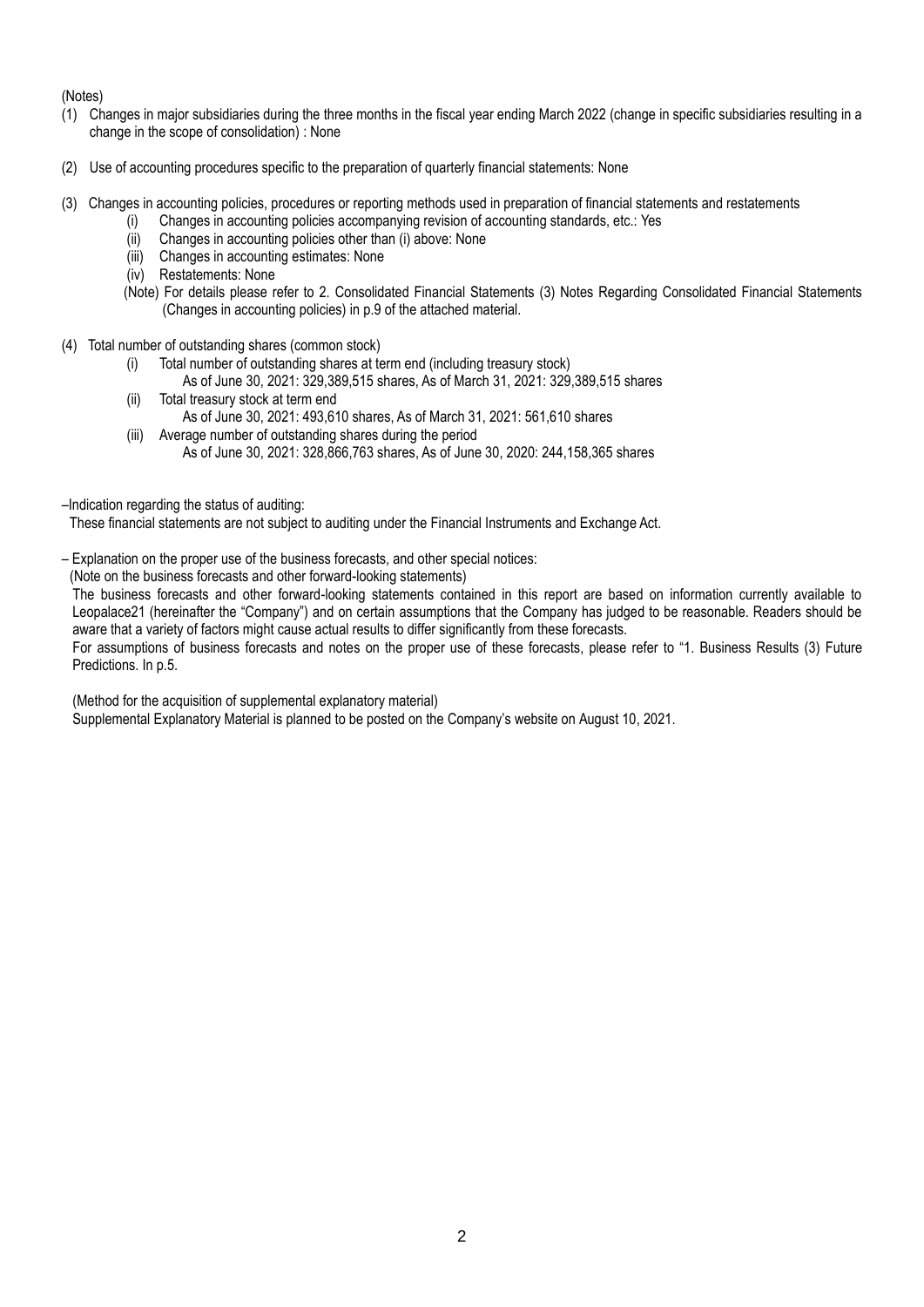(Notes)

(1) Changes in major subsidiaries during the three months in the fiscal year ending March 2022 (change in specific subsidiaries resulting in a change in the scope of consolidation) : None

(2) Use of accounting procedures specific to the preparation of quarterly financial statements: None

(3) Changes in accounting policies, procedures or reporting methods used in preparation of financial statements and restatements
   - (i) Changes in accounting policies accompanying revision of accounting standards, etc.: Yes
   - (ii) Changes in accounting policies other than (i) above: None
   - (iii) Changes in accounting estimates: None
   - (iv) Restatements: None

   (Note) For details please refer to 2. Consolidated Financial Statements (3) Notes Regarding Consolidated Financial Statements (Changes in accounting policies) in p.9 of the attached material.

(4) Total number of outstanding shares (common stock)
   - (i) Total number of outstanding shares at term end (including treasury stock)
     As of June 30, 2021: 329,389,515 shares, As of March 31, 2021: 329,389,515 shares
   - (ii) Total treasury stock at term end
     As of June 30, 2021: 493,610 shares, As of March 31, 2021: 561,610 shares
   - (iii) Average number of outstanding shares during the period
     As of June 30, 2021: 328,866,763 shares, As of June 30, 2020: 244,158,365 shares

–Indication regarding the status of auditing:

These financial statements are not subject to auditing under the Financial Instruments and Exchange Act.

– Explanation on the proper use of the business forecasts, and other special notices:

(Note on the business forecasts and other forward-looking statements)

The business forecasts and other forward-looking statements contained in this report are based on information currently available to Leopalace21 (hereinafter the "Company") and on certain assumptions that the Company has judged to be reasonable. Readers should be aware that a variety of factors might cause actual results to differ significantly from these forecasts.

For assumptions of business forecasts and notes on the proper use of these forecasts, please refer to "1. Business Results (3) Future Predictions. In p.5.

(Method for the acquisition of supplemental explanatory material)

Supplemental Explanatory Material is planned to be posted on the Company's website on August 10, 2021.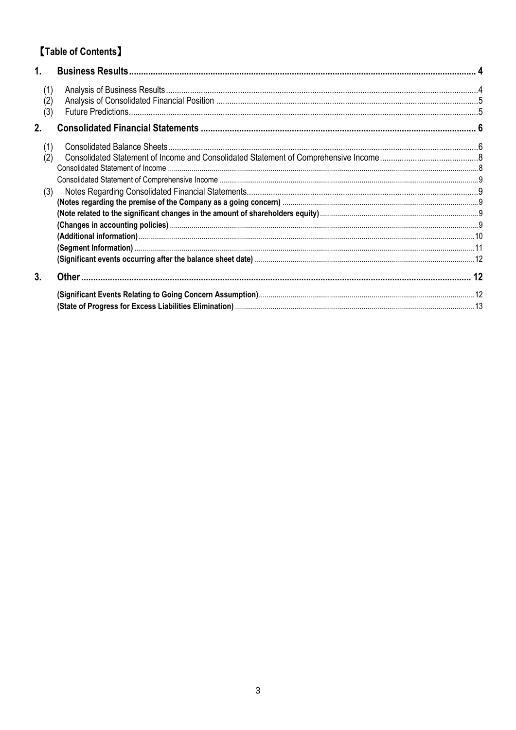## 【Table of Contents】

**1. Business Results** ........................................ **4**

(1) Analysis of Business Results ........................................ 4
(2) Analysis of Consolidated Financial Position ........................................ 5
(3) Future Predictions ........................................ 5

**2. Consolidated Financial Statements** ........................................ **6**

(1) Consolidated Balance Sheets ........................................ 6
(2) Consolidated Statement of Income and Consolidated Statement of Comprehensive Income ........................................ 8
Consolidated Statement of Income ........................................ 8
Consolidated Statement of Comprehensive Income ........................................ 9
(3) Notes Regarding Consolidated Financial Statements ........................................ 9
**(Notes regarding the premise of the Company as a going concern)** ........................................ 9
**(Note related to the significant changes in the amount of shareholders equity)** ........................................ 9
**(Changes in accounting policies)** ........................................ 9
**(Additional information)** ........................................ 10
**(Segment Information)** ........................................ 11
**(Significant events occurring after the balance sheet date)** ........................................ 12

**3. Other** ........................................ **12**

**(Significant Events Relating to Going Concern Assumption)** ........................................ 12
**(State of Progress for Excess Liabilities Elimination)** ........................................ 13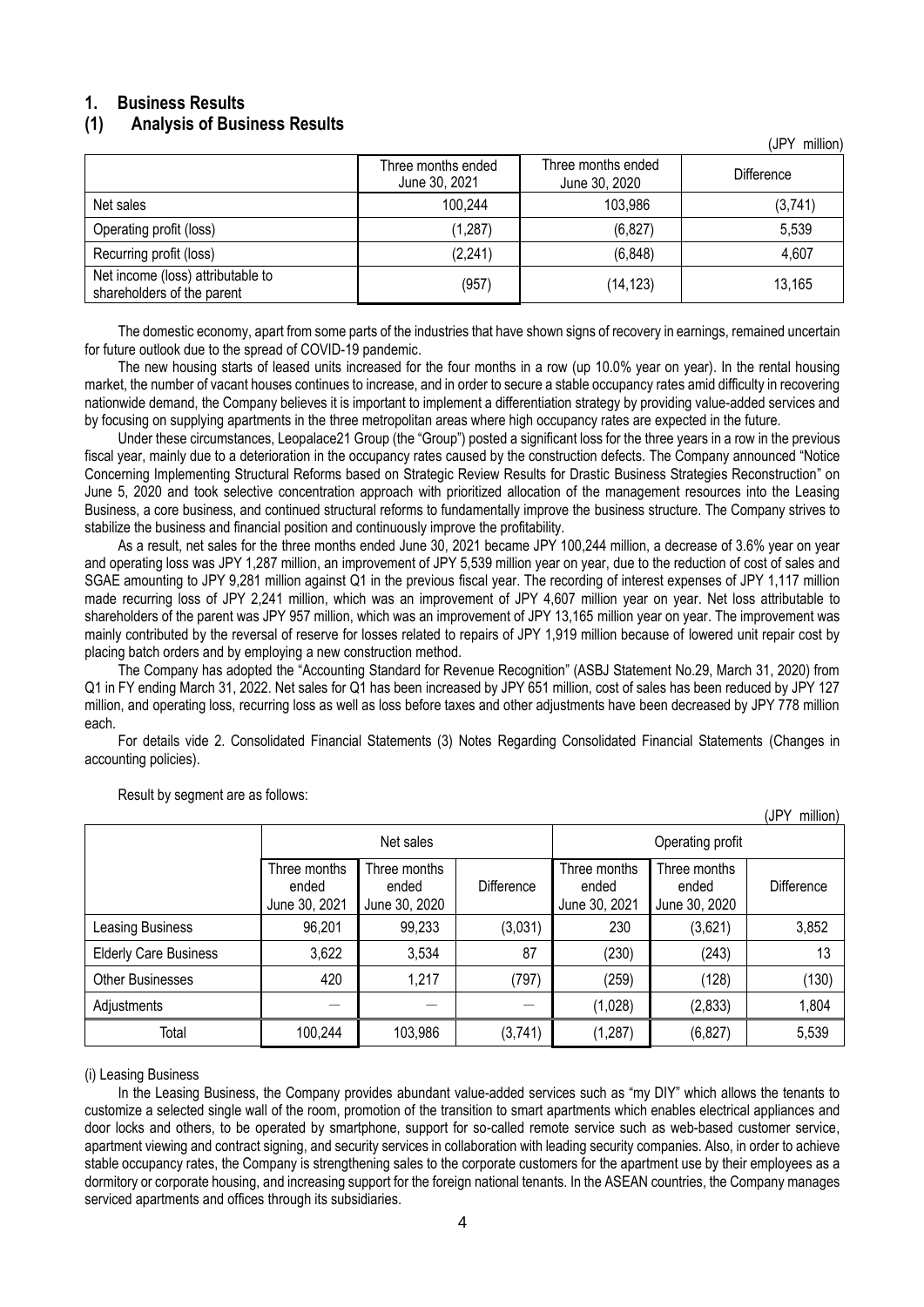# 1. Business Results

## (1) Analysis of Business Results

(JPY million)

| | Three months ended June 30, 2021 | Three months ended June 30, 2020 | Difference |
|---|---|---|---|
| Net sales | 100,244 | 103,986 | (3,741) |
| Operating profit (loss) | (1,287) | (6,827) | 5,539 |
| Recurring profit (loss) | (2,241) | (6,848) | 4,607 |
| Net income (loss) attributable to shareholders of the parent | (957) | (14,123) | 13,165 |

The domestic economy, apart from some parts of the industries that have shown signs of recovery in earnings, remained uncertain for future outlook due to the spread of COVID-19 pandemic.

The new housing starts of leased units increased for the four months in a row (up 10.0% year on year). In the rental housing market, the number of vacant houses continues to increase, and in order to secure a stable occupancy rates amid difficulty in recovering nationwide demand, the Company believes it is important to implement a differentiation strategy by providing value-added services and by focusing on supplying apartments in the three metropolitan areas where high occupancy rates are expected in the future.

Under these circumstances, Leopalace21 Group (the "Group") posted a significant loss for the three years in a row in the previous fiscal year, mainly due to a deterioration in the occupancy rates caused by the construction defects. The Company announced "Notice Concerning Implementing Structural Reforms based on Strategic Review Results for Drastic Business Strategies Reconstruction" on June 5, 2020 and took selective concentration approach with prioritized allocation of the management resources into the Leasing Business, a core business, and continued structural reforms to fundamentally improve the business structure. The Company strives to stabilize the business and financial position and continuously improve the profitability.

As a result, net sales for the three months ended June 30, 2021 became JPY 100,244 million, a decrease of 3.6% year on year and operating loss was JPY 1,287 million, an improvement of JPY 5,539 million year on year, due to the reduction of cost of sales and SGAE amounting to JPY 9,281 million against Q1 in the previous fiscal year. The recording of interest expenses of JPY 1,117 million made recurring loss of JPY 2,241 million, which was an improvement of JPY 4,607 million year on year. Net loss attributable to shareholders of the parent was JPY 957 million, which was an improvement of JPY 13,165 million year on year. The improvement was mainly contributed by the reversal of reserve for losses related to repairs of JPY 1,919 million because of lowered unit repair cost by placing batch orders and by employing a new construction method.

The Company has adopted the "Accounting Standard for Revenue Recognition" (ASBJ Statement No.29, March 31, 2020) from Q1 in FY ending March 31, 2022. Net sales for Q1 has been increased by JPY 651 million, cost of sales has been reduced by JPY 127 million, and operating loss, recurring loss as well as loss before taxes and other adjustments have been decreased by JPY 778 million each.

For details vide 2. Consolidated Financial Statements (3) Notes Regarding Consolidated Financial Statements (Changes in accounting policies).

Result by segment are as follows:

(JPY million)

| | Net sales | | | Operating profit | | |
|---|---|---|---|---|---|---|
| | Three months ended June 30, 2021 | Three months ended June 30, 2020 | Difference | Three months ended June 30, 2021 | Three months ended June 30, 2020 | Difference |
| Leasing Business | 96,201 | 99,233 | (3,031) | 230 | (3,621) | 3,852 |
| Elderly Care Business | 3,622 | 3,534 | 87 | (230) | (243) | 13 |
| Other Businesses | 420 | 1,217 | (797) | (259) | (128) | (130) |
| Adjustments | — | — | — | (1,028) | (2,833) | 1,804 |
| Total | 100,244 | 103,986 | (3,741) | (1,287) | (6,827) | 5,539 |

(i) Leasing Business

In the Leasing Business, the Company provides abundant value-added services such as "my DIY" which allows the tenants to customize a selected single wall of the room, promotion of the transition to smart apartments which enables electrical appliances and door locks and others, to be operated by smartphone, support for so-called remote service such as web-based customer service, apartment viewing and contract signing, and security services in collaboration with leading security companies. Also, in order to achieve stable occupancy rates, the Company is strengthening sales to the corporate customers for the apartment use by their employees as a dormitory or corporate housing, and increasing support for the foreign national tenants. In the ASEAN countries, the Company manages serviced apartments and offices through its subsidiaries.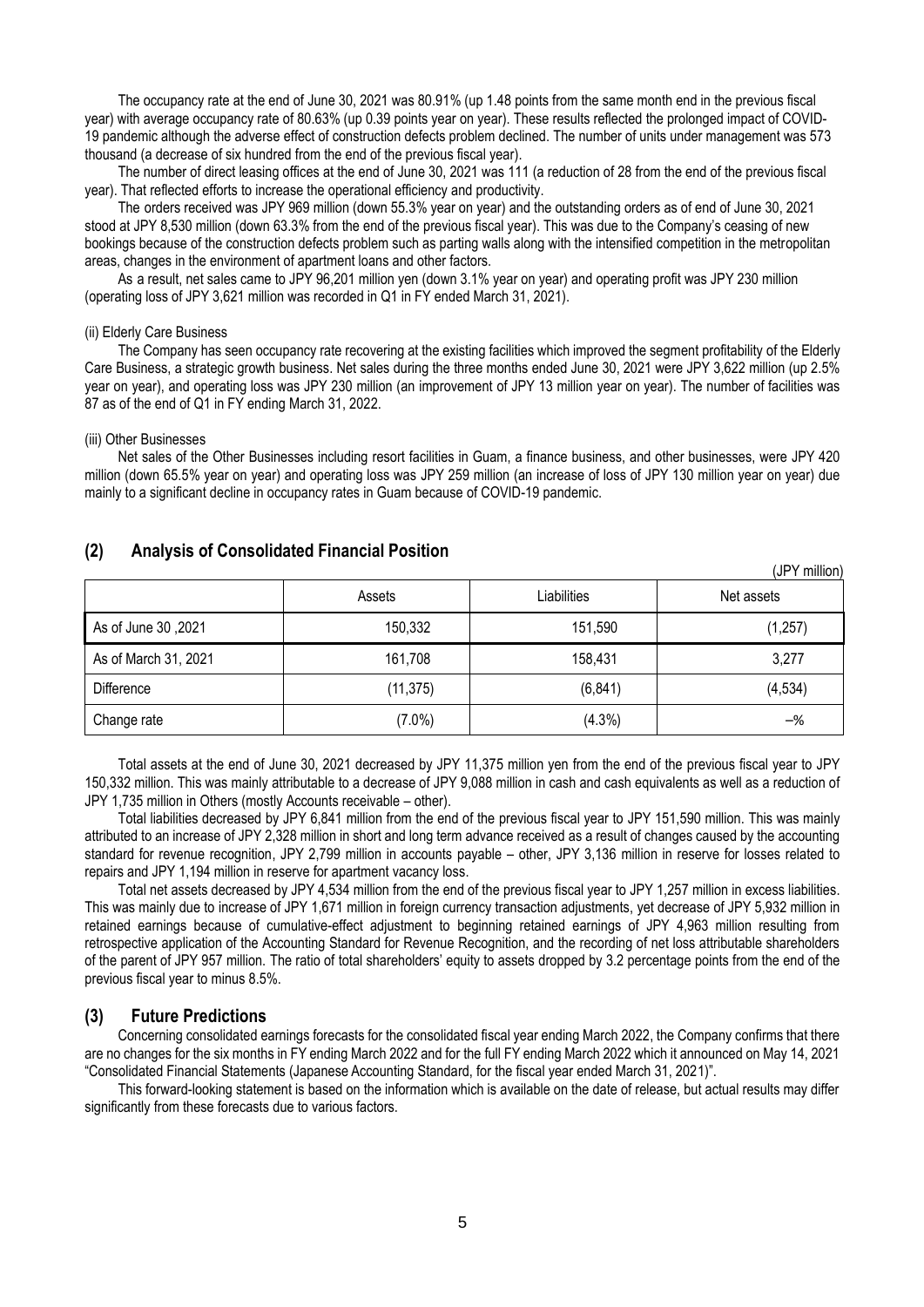The occupancy rate at the end of June 30, 2021 was 80.91% (up 1.48 points from the same month end in the previous fiscal year) with average occupancy rate of 80.63% (up 0.39 points year on year). These results reflected the prolonged impact of COVID-19 pandemic although the adverse effect of construction defects problem declined. The number of units under management was 573 thousand (a decrease of six hundred from the end of the previous fiscal year).

The number of direct leasing offices at the end of June 30, 2021 was 111 (a reduction of 28 from the end of the previous fiscal year). That reflected efforts to increase the operational efficiency and productivity.

The orders received was JPY 969 million (down 55.3% year on year) and the outstanding orders as of end of June 30, 2021 stood at JPY 8,530 million (down 63.3% from the end of the previous fiscal year). This was due to the Company's ceasing of new bookings because of the construction defects problem such as parting walls along with the intensified competition in the metropolitan areas, changes in the environment of apartment loans and other factors.

As a result, net sales came to JPY 96,201 million yen (down 3.1% year on year) and operating profit was JPY 230 million (operating loss of JPY 3,621 million was recorded in Q1 in FY ended March 31, 2021).

(ii) Elderly Care Business

The Company has seen occupancy rate recovering at the existing facilities which improved the segment profitability of the Elderly Care Business, a strategic growth business. Net sales during the three months ended June 30, 2021 were JPY 3,622 million (up 2.5% year on year), and operating loss was JPY 230 million (an improvement of JPY 13 million year on year). The number of facilities was 87 as of the end of Q1 in FY ending March 31, 2022.

(iii) Other Businesses

Net sales of the Other Businesses including resort facilities in Guam, a finance business, and other businesses, were JPY 420 million (down 65.5% year on year) and operating loss was JPY 259 million (an increase of loss of JPY 130 million year on year) due mainly to a significant decline in occupancy rates in Guam because of COVID-19 pandemic.

## (2) Analysis of Consolidated Financial Position

(JPY million)

| | Assets | Liabilities | Net assets |
|---|---|---|---|
| As of June 30 ,2021 | 150,332 | 151,590 | (1,257) |
| As of March 31, 2021 | 161,708 | 158,431 | 3,277 |
| Difference | (11,375) | (6,841) | (4,534) |
| Change rate | (7.0%) | (4.3%) | –% |

Total assets at the end of June 30, 2021 decreased by JPY 11,375 million yen from the end of the previous fiscal year to JPY 150,332 million. This was mainly attributable to a decrease of JPY 9,088 million in cash and cash equivalents as well as a reduction of JPY 1,735 million in Others (mostly Accounts receivable – other).

Total liabilities decreased by JPY 6,841 million from the end of the previous fiscal year to JPY 151,590 million. This was mainly attributed to an increase of JPY 2,328 million in short and long term advance received as a result of changes caused by the accounting standard for revenue recognition, JPY 2,799 million in accounts payable – other, JPY 3,136 million in reserve for losses related to repairs and JPY 1,194 million in reserve for apartment vacancy loss.

Total net assets decreased by JPY 4,534 million from the end of the previous fiscal year to JPY 1,257 million in excess liabilities. This was mainly due to increase of JPY 1,671 million in foreign currency transaction adjustments, yet decrease of JPY 5,932 million in retained earnings because of cumulative-effect adjustment to beginning retained earnings of JPY 4,963 million resulting from retrospective application of the Accounting Standard for Revenue Recognition, and the recording of net loss attributable shareholders of the parent of JPY 957 million. The ratio of total shareholders' equity to assets dropped by 3.2 percentage points from the end of the previous fiscal year to minus 8.5%.

## (3) Future Predictions

Concerning consolidated earnings forecasts for the consolidated fiscal year ending March 2022, the Company confirms that there are no changes for the six months in FY ending March 2022 and for the full FY ending March 2022 which it announced on May 14, 2021 "Consolidated Financial Statements (Japanese Accounting Standard, for the fiscal year ended March 31, 2021)".

This forward-looking statement is based on the information which is available on the date of release, but actual results may differ significantly from these forecasts due to various factors.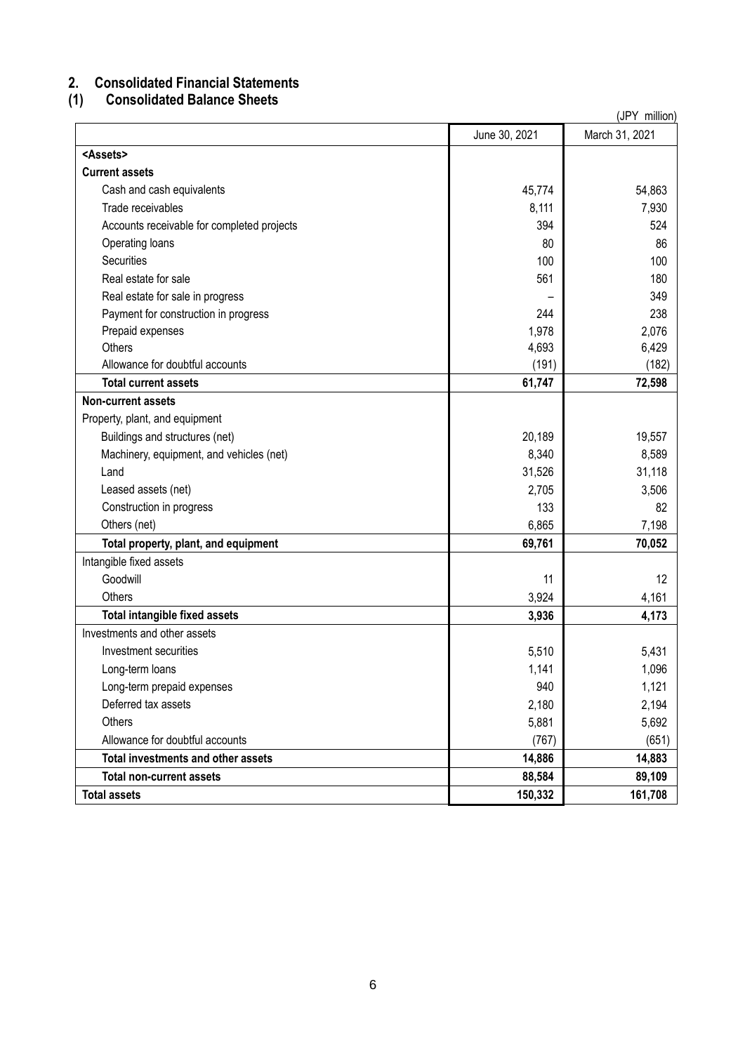## 2. Consolidated Financial Statements

### (1) Consolidated Balance Sheets

(JPY million)

| | June 30, 2021 | March 31, 2021 |
|---|---|---|
| **<Assets>** | | |
| **Current assets** | | |
| Cash and cash equivalents | 45,774 | 54,863 |
| Trade receivables | 8,111 | 7,930 |
| Accounts receivable for completed projects | 394 | 524 |
| Operating loans | 80 | 86 |
| Securities | 100 | 100 |
| Real estate for sale | 561 | 180 |
| Real estate for sale in progress | – | 349 |
| Payment for construction in progress | 244 | 238 |
| Prepaid expenses | 1,978 | 2,076 |
| Others | 4,693 | 6,429 |
| Allowance for doubtful accounts | (191) | (182) |
| **Total current assets** | **61,747** | **72,598** |
| **Non-current assets** | | |
| Property, plant, and equipment | | |
| Buildings and structures (net) | 20,189 | 19,557 |
| Machinery, equipment, and vehicles (net) | 8,340 | 8,589 |
| Land | 31,526 | 31,118 |
| Leased assets (net) | 2,705 | 3,506 |
| Construction in progress | 133 | 82 |
| Others (net) | 6,865 | 7,198 |
| **Total property, plant, and equipment** | **69,761** | **70,052** |
| Intangible fixed assets | | |
| Goodwill | 11 | 12 |
| Others | 3,924 | 4,161 |
| **Total intangible fixed assets** | **3,936** | **4,173** |
| Investments and other assets | | |
| Investment securities | 5,510 | 5,431 |
| Long-term loans | 1,141 | 1,096 |
| Long-term prepaid expenses | 940 | 1,121 |
| Deferred tax assets | 2,180 | 2,194 |
| Others | 5,881 | 5,692 |
| Allowance for doubtful accounts | (767) | (651) |
| **Total investments and other assets** | **14,886** | **14,883** |
| **Total non-current assets** | **88,584** | **89,109** |
| **Total assets** | **150,332** | **161,708** |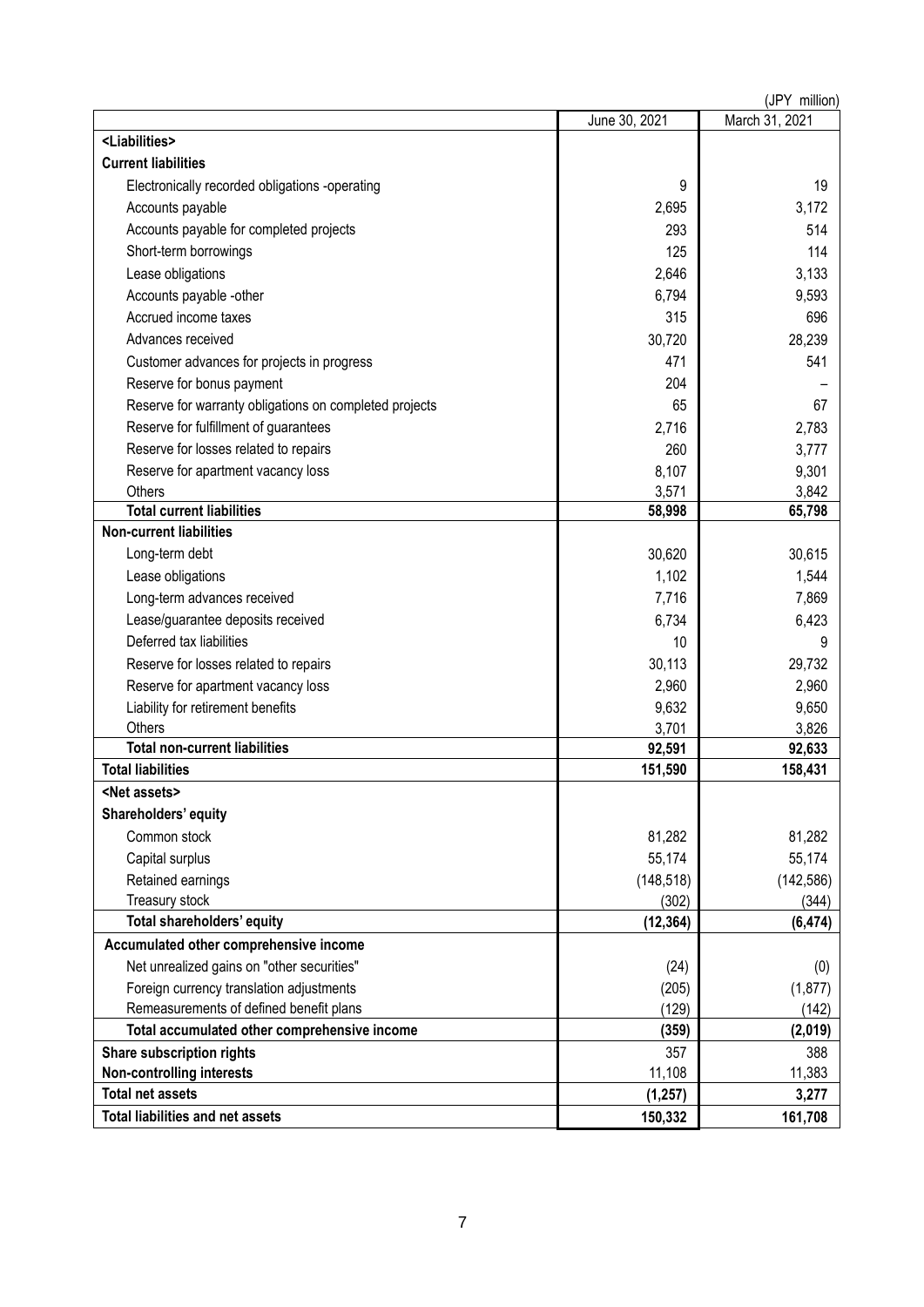(JPY million)

| | June 30, 2021 | March 31, 2021 |
|---|---|---|
| **<Liabilities>** | | |
| **Current liabilities** | | |
| Electronically recorded obligations -operating | 9 | 19 |
| Accounts payable | 2,695 | 3,172 |
| Accounts payable for completed projects | 293 | 514 |
| Short-term borrowings | 125 | 114 |
| Lease obligations | 2,646 | 3,133 |
| Accounts payable -other | 6,794 | 9,593 |
| Accrued income taxes | 315 | 696 |
| Advances received | 30,720 | 28,239 |
| Customer advances for projects in progress | 471 | 541 |
| Reserve for bonus payment | 204 | – |
| Reserve for warranty obligations on completed projects | 65 | 67 |
| Reserve for fulfillment of guarantees | 2,716 | 2,783 |
| Reserve for losses related to repairs | 260 | 3,777 |
| Reserve for apartment vacancy loss | 8,107 | 9,301 |
| Others | 3,571 | 3,842 |
| **Total current liabilities** | **58,998** | **65,798** |
| **Non-current liabilities** | | |
| Long-term debt | 30,620 | 30,615 |
| Lease obligations | 1,102 | 1,544 |
| Long-term advances received | 7,716 | 7,869 |
| Lease/guarantee deposits received | 6,734 | 6,423 |
| Deferred tax liabilities | 10 | 9 |
| Reserve for losses related to repairs | 30,113 | 29,732 |
| Reserve for apartment vacancy loss | 2,960 | 2,960 |
| Liability for retirement benefits | 9,632 | 9,650 |
| Others | 3,701 | 3,826 |
| **Total non-current liabilities** | **92,591** | **92,633** |
| **Total liabilities** | **151,590** | **158,431** |
| **<Net assets>** | | |
| **Shareholders' equity** | | |
| Common stock | 81,282 | 81,282 |
| Capital surplus | 55,174 | 55,174 |
| Retained earnings | (148,518) | (142,586) |
| Treasury stock | (302) | (344) |
| **Total shareholders' equity** | **(12,364)** | **(6,474)** |
| **Accumulated other comprehensive income** | | |
| Net unrealized gains on "other securities" | (24) | (0) |
| Foreign currency translation adjustments | (205) | (1,877) |
| Remeasurements of defined benefit plans | (129) | (142) |
| **Total accumulated other comprehensive income** | **(359)** | **(2,019)** |
| **Share subscription rights** | 357 | 388 |
| **Non-controlling interests** | 11,108 | 11,383 |
| **Total net assets** | **(1,257)** | **3,277** |
| **Total liabilities and net assets** | **150,332** | **161,708** |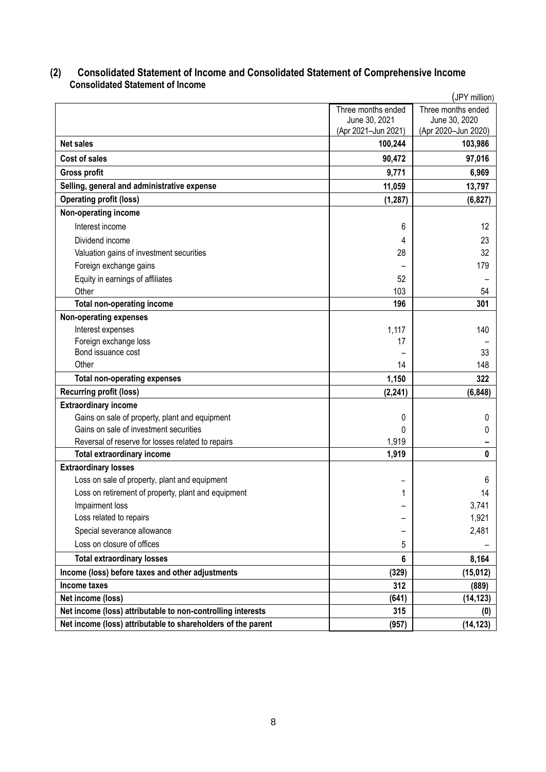## (2) Consolidated Statement of Income and Consolidated Statement of Comprehensive Income

### Consolidated Statement of Income

(JPY million)

| | Three months ended June 30, 2021 (Apr 2021–Jun 2021) | Three months ended June 30, 2020 (Apr 2020–Jun 2020) |
|---|---|---|
| **Net sales** | **100,244** | **103,986** |
| **Cost of sales** | **90,472** | **97,016** |
| **Gross profit** | **9,771** | **6,969** |
| **Selling, general and administrative expense** | **11,059** | **13,797** |
| **Operating profit (loss)** | **(1,287)** | **(6,827)** |
| **Non-operating income** | | |
| Interest income | 6 | 12 |
| Dividend income | 4 | 23 |
| Valuation gains of investment securities | 28 | 32 |
| Foreign exchange gains | – | 179 |
| Equity in earnings of affiliates | 52 | – |
| Other | 103 | 54 |
| **Total non-operating income** | **196** | **301** |
| **Non-operating expenses** | | |
| Interest expenses | 1,117 | 140 |
| Foreign exchange loss | 17 | – |
| Bond issuance cost | – | 33 |
| Other | 14 | 148 |
| **Total non-operating expenses** | **1,150** | **322** |
| **Recurring profit (loss)** | **(2,241)** | **(6,848)** |
| **Extraordinary income** | | |
| Gains on sale of property, plant and equipment | 0 | 0 |
| Gains on sale of investment securities | 0 | 0 |
| Reversal of reserve for losses related to repairs | 1,919 | – |
| **Total extraordinary income** | **1,919** | **0** |
| **Extraordinary losses** | | |
| Loss on sale of property, plant and equipment | – | 6 |
| Loss on retirement of property, plant and equipment | 1 | 14 |
| Impairment loss | – | 3,741 |
| Loss related to repairs | – | 1,921 |
| Special severance allowance | – | 2,481 |
| Loss on closure of offices | 5 | – |
| **Total extraordinary losses** | **6** | **8,164** |
| **Income (loss) before taxes and other adjustments** | **(329)** | **(15,012)** |
| **Income taxes** | **312** | **(889)** |
| **Net income (loss)** | **(641)** | **(14,123)** |
| **Net income (loss) attributable to non-controlling interests** | **315** | **(0)** |
| **Net income (loss) attributable to shareholders of the parent** | **(957)** | **(14,123)** |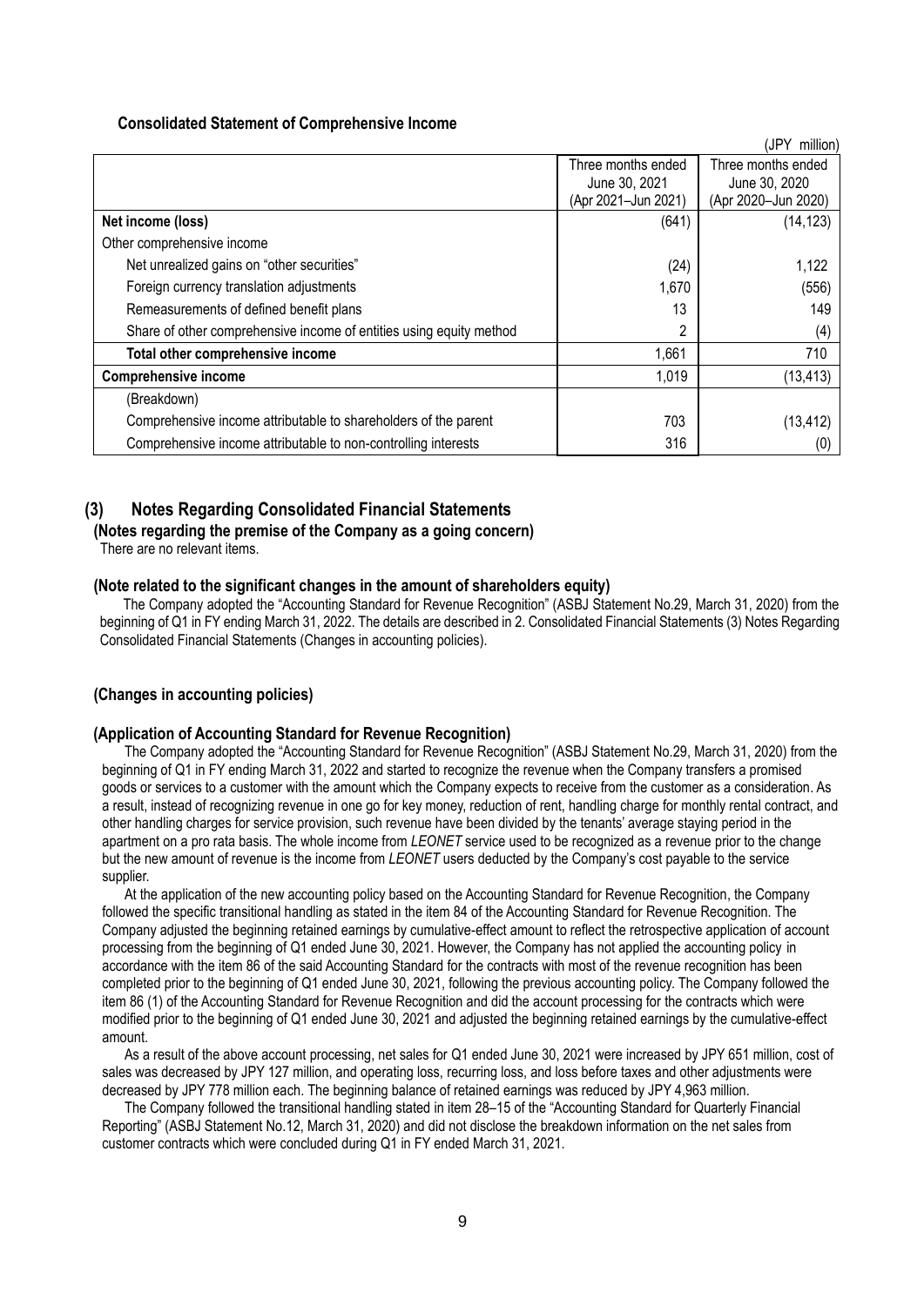**Consolidated Statement of Comprehensive Income**

(JPY million)

| | Three months ended June 30, 2021 (Apr 2021–Jun 2021) | Three months ended June 30, 2020 (Apr 2020–Jun 2020) |
|---|---|---|
| **Net income (loss)** | (641) | (14,123) |
| Other comprehensive income | | |
| Net unrealized gains on "other securities" | (24) | 1,122 |
| Foreign currency translation adjustments | 1,670 | (556) |
| Remeasurements of defined benefit plans | 13 | 149 |
| Share of other comprehensive income of entities using equity method | 2 | (4) |
| **Total other comprehensive income** | 1,661 | 710 |
| **Comprehensive income** | 1,019 | (13,413) |
| (Breakdown) | | |
| Comprehensive income attributable to shareholders of the parent | 703 | (13,412) |
| Comprehensive income attributable to non-controlling interests | 316 | (0) |

## (3) Notes Regarding Consolidated Financial Statements

**(Notes regarding the premise of the Company as a going concern)**

There are no relevant items.

**(Note related to the significant changes in the amount of shareholders equity)**

The Company adopted the "Accounting Standard for Revenue Recognition" (ASBJ Statement No.29, March 31, 2020) from the beginning of Q1 in FY ending March 31, 2022. The details are described in 2. Consolidated Financial Statements (3) Notes Regarding Consolidated Financial Statements (Changes in accounting policies).

**(Changes in accounting policies)**

**(Application of Accounting Standard for Revenue Recognition)**

The Company adopted the "Accounting Standard for Revenue Recognition" (ASBJ Statement No.29, March 31, 2020) from the beginning of Q1 in FY ending March 31, 2022 and started to recognize the revenue when the Company transfers a promised goods or services to a customer with the amount which the Company expects to receive from the customer as a consideration. As a result, instead of recognizing revenue in one go for key money, reduction of rent, handling charge for monthly rental contract, and other handling charges for service provision, such revenue have been divided by the tenants' average staying period in the apartment on a pro rata basis. The whole income from *LEONET* service used to be recognized as a revenue prior to the change but the new amount of revenue is the income from *LEONET* users deducted by the Company's cost payable to the service supplier.

At the application of the new accounting policy based on the Accounting Standard for Revenue Recognition, the Company followed the specific transitional handling as stated in the item 84 of the Accounting Standard for Revenue Recognition. The Company adjusted the beginning retained earnings by cumulative-effect amount to reflect the retrospective application of account processing from the beginning of Q1 ended June 30, 2021. However, the Company has not applied the accounting policy in accordance with the item 86 of the said Accounting Standard for the contracts with most of the revenue recognition has been completed prior to the beginning of Q1 ended June 30, 2021, following the previous accounting policy. The Company followed the item 86 (1) of the Accounting Standard for Revenue Recognition and did the account processing for the contracts which were modified prior to the beginning of Q1 ended June 30, 2021 and adjusted the beginning retained earnings by the cumulative-effect amount.

As a result of the above account processing, net sales for Q1 ended June 30, 2021 were increased by JPY 651 million, cost of sales was decreased by JPY 127 million, and operating loss, recurring loss, and loss before taxes and other adjustments were decreased by JPY 778 million each. The beginning balance of retained earnings was reduced by JPY 4,963 million.

The Company followed the transitional handling stated in item 28–15 of the "Accounting Standard for Quarterly Financial Reporting" (ASBJ Statement No.12, March 31, 2020) and did not disclose the breakdown information on the net sales from customer contracts which were concluded during Q1 in FY ended March 31, 2021.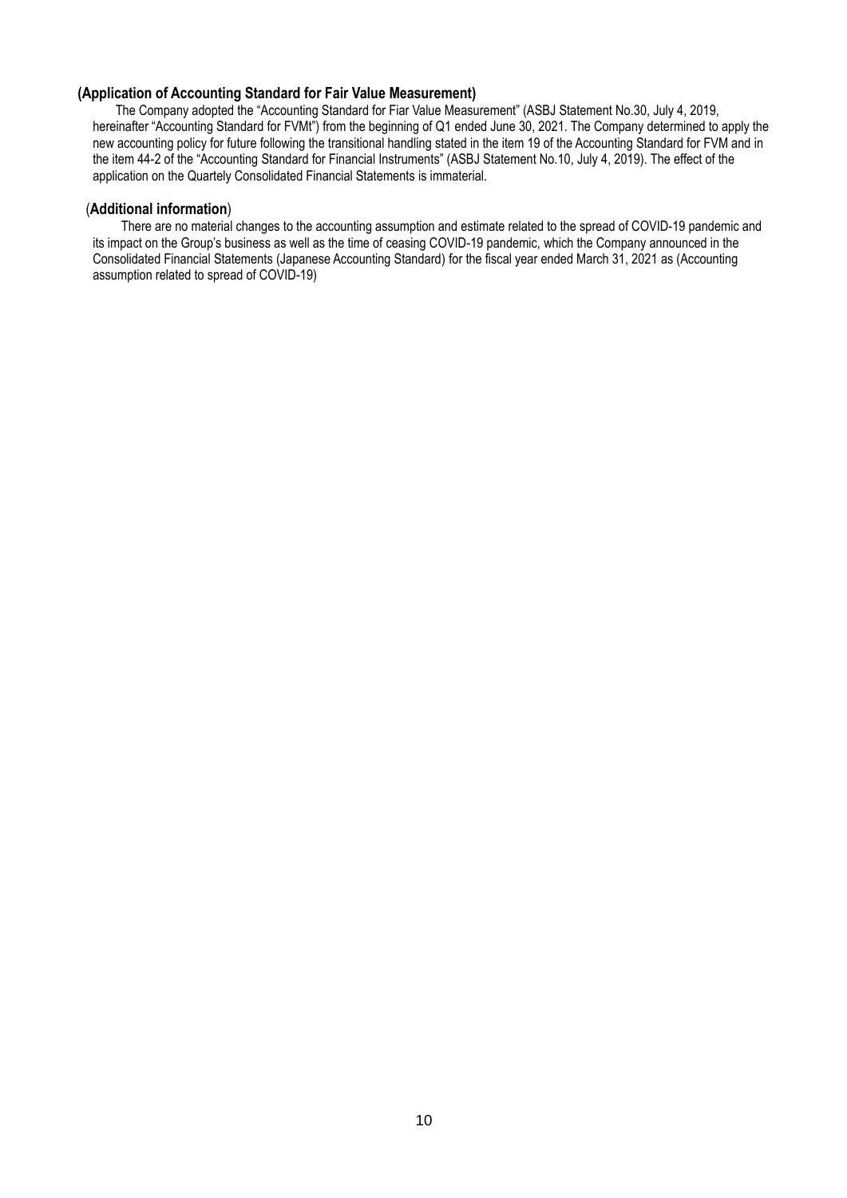**(Application of Accounting Standard for Fair Value Measurement)**

The Company adopted the "Accounting Standard for Fiar Value Measurement" (ASBJ Statement No.30, July 4, 2019, hereinafter "Accounting Standard for FVMt") from the beginning of Q1 ended June 30, 2021. The Company determined to apply the new accounting policy for future following the transitional handling stated in the item 19 of the Accounting Standard for FVM and in the item 44-2 of the "Accounting Standard for Financial Instruments" (ASBJ Statement No.10, July 4, 2019). The effect of the application on the Quartely Consolidated Financial Statements is immaterial.

(**Additional information**)

There are no material changes to the accounting assumption and estimate related to the spread of COVID-19 pandemic and its impact on the Group's business as well as the time of ceasing COVID-19 pandemic, which the Company announced in the Consolidated Financial Statements (Japanese Accounting Standard) for the fiscal year ended March 31, 2021 as (Accounting assumption related to spread of COVID-19)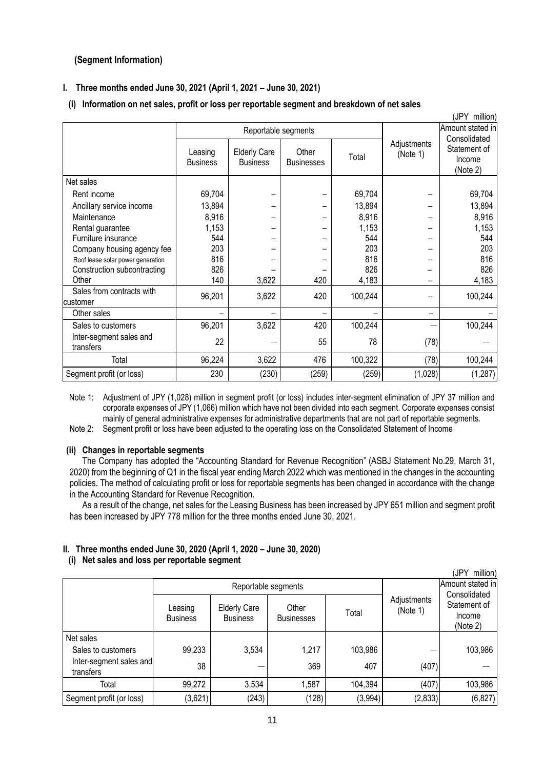## (Segment Information)

### I. Three months ended June 30, 2021 (April 1, 2021 – June 30, 2021)

#### (i) Information on net sales, profit or loss per reportable segment and breakdown of net sales

(JPY million)

| | Reportable segments | | | | Adjustments (Note 1) | Amount stated in Consolidated Statement of Income (Note 2) |
|---|---|---|---|---|---|---|
| | Leasing Business | Elderly Care Business | Other Businesses | Total | | |
| Net sales | | | | | | |
| Rent income | 69,704 | – | – | 69,704 | – | 69,704 |
| Ancillary service income | 13,894 | – | – | 13,894 | – | 13,894 |
| Maintenance | 8,916 | – | – | 8,916 | – | 8,916 |
| Rental guarantee | 1,153 | – | – | 1,153 | – | 1,153 |
| Furniture insurance | 544 | – | – | 544 | – | 544 |
| Company housing agency fee | 203 | – | – | 203 | – | 203 |
| Roof lease solar power generation | 816 | – | – | 816 | – | 816 |
| Construction subcontracting | 826 | – | – | 826 | – | 826 |
| Other | 140 | 3,622 | 420 | 4,183 | – | 4,183 |
| Sales from contracts with customer | 96,201 | 3,622 | 420 | 100,244 | – | 100,244 |
| Other sales | – | – | – | – | – | – |
| Sales to customers | 96,201 | 3,622 | 420 | 100,244 | — | 100,244 |
| Inter-segment sales and transfers | 22 | — | 55 | 78 | (78) | — |
| Total | 96,224 | 3,622 | 476 | 100,322 | (78) | 100,244 |
| Segment profit (or loss) | 230 | (230) | (259) | (259) | (1,028) | (1,287) |

Note 1: Adjustment of JPY (1,028) million in segment profit (or loss) includes inter-segment elimination of JPY 37 million and corporate expenses of JPY (1,066) million which have not been divided into each segment. Corporate expenses consist mainly of general administrative expenses for administrative departments that are not part of reportable segments.

Note 2: Segment profit or loss have been adjusted to the operating loss on the Consolidated Statement of Income

#### (ii) Changes in reportable segments

The Company has adopted the "Accounting Standard for Revenue Recognition" (ASBJ Statement No.29, March 31, 2020) from the beginning of Q1 in the fiscal year ending March 2022 which was mentioned in the changes in the accounting policies. The method of calculating profit or loss for reportable segments has been changed in accordance with the change in the Accounting Standard for Revenue Recognition.

As a result of the change, net sales for the Leasing Business has been increased by JPY 651 million and segment profit has been increased by JPY 778 million for the three months ended June 30, 2021.

### II. Three months ended June 30, 2020 (April 1, 2020 – June 30, 2020)

#### (i) Net sales and loss per reportable segment

(JPY million)

| | Reportable segments | | | | Adjustments (Note 1) | Amount stated in Consolidated Statement of Income (Note 2) |
|---|---|---|---|---|---|---|
| | Leasing Business | Elderly Care Business | Other Businesses | Total | | |
| Net sales | | | | | | |
| Sales to customers | 99,233 | 3,534 | 1,217 | 103,986 | — | 103,986 |
| Inter-segment sales and transfers | 38 | — | 369 | 407 | (407) | — |
| Total | 99,272 | 3,534 | 1,587 | 104,394 | (407) | 103,986 |
| Segment profit (or loss) | (3,621) | (243) | (128) | (3,994) | (2,833) | (6,827) |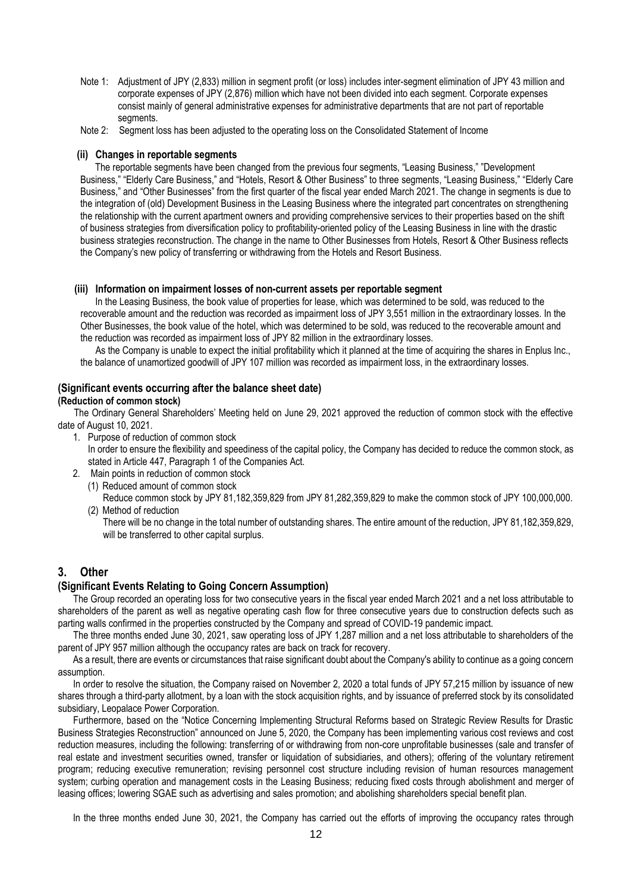Note 1: Adjustment of JPY (2,833) million in segment profit (or loss) includes inter-segment elimination of JPY 43 million and corporate expenses of JPY (2,876) million which have not been divided into each segment. Corporate expenses consist mainly of general administrative expenses for administrative departments that are not part of reportable segments.

Note 2: Segment loss has been adjusted to the operating loss on the Consolidated Statement of Income

#### (ii) Changes in reportable segments

The reportable segments have been changed from the previous four segments, "Leasing Business," "Development Business," "Elderly Care Business," and "Hotels, Resort & Other Business" to three segments, "Leasing Business," "Elderly Care Business," and "Other Businesses" from the first quarter of the fiscal year ended March 2021. The change in segments is due to the integration of (old) Development Business in the Leasing Business where the integrated part concentrates on strengthening the relationship with the current apartment owners and providing comprehensive services to their properties based on the shift of business strategies from diversification policy to profitability-oriented policy of the Leasing Business in line with the drastic business strategies reconstruction. The change in the name to Other Businesses from Hotels, Resort & Other Business reflects the Company's new policy of transferring or withdrawing from the Hotels and Resort Business.

#### (iii) Information on impairment losses of non-current assets per reportable segment

In the Leasing Business, the book value of properties for lease, which was determined to be sold, was reduced to the recoverable amount and the reduction was recorded as impairment loss of JPY 3,551 million in the extraordinary losses. In the Other Businesses, the book value of the hotel, which was determined to be sold, was reduced to the recoverable amount and the reduction was recorded as impairment loss of JPY 82 million in the extraordinary losses.

As the Company is unable to expect the initial profitability which it planned at the time of acquiring the shares in Enplus Inc., the balance of unamortized goodwill of JPY 107 million was recorded as impairment loss, in the extraordinary losses.

### (Significant events occurring after the balance sheet date)

**(Reduction of common stock)**

The Ordinary General Shareholders' Meeting held on June 29, 2021 approved the reduction of common stock with the effective date of August 10, 2021.

1. Purpose of reduction of common stock
   In order to ensure the flexibility and speediness of the capital policy, the Company has decided to reduce the common stock, as stated in Article 447, Paragraph 1 of the Companies Act.
2. Main points in reduction of common stock
   (1) Reduced amount of common stock
   Reduce common stock by JPY 81,182,359,829 from JPY 81,282,359,829 to make the common stock of JPY 100,000,000.
   (2) Method of reduction
   There will be no change in the total number of outstanding shares. The entire amount of the reduction, JPY 81,182,359,829, will be transferred to other capital surplus.

## 3. Other

### (Significant Events Relating to Going Concern Assumption)

The Group recorded an operating loss for two consecutive years in the fiscal year ended March 2021 and a net loss attributable to shareholders of the parent as well as negative operating cash flow for three consecutive years due to construction defects such as parting walls confirmed in the properties constructed by the Company and spread of COVID-19 pandemic impact.

The three months ended June 30, 2021, saw operating loss of JPY 1,287 million and a net loss attributable to shareholders of the parent of JPY 957 million although the occupancy rates are back on track for recovery.

As a result, there are events or circumstances that raise significant doubt about the Company's ability to continue as a going concern assumption.

In order to resolve the situation, the Company raised on November 2, 2020 a total funds of JPY 57,215 million by issuance of new shares through a third-party allotment, by a loan with the stock acquisition rights, and by issuance of preferred stock by its consolidated subsidiary, Leopalace Power Corporation.

Furthermore, based on the "Notice Concerning Implementing Structural Reforms based on Strategic Review Results for Drastic Business Strategies Reconstruction" announced on June 5, 2020, the Company has been implementing various cost reviews and cost reduction measures, including the following: transferring of or withdrawing from non-core unprofitable businesses (sale and transfer of real estate and investment securities owned, transfer or liquidation of subsidiaries, and others); offering of the voluntary retirement program; reducing executive remuneration; revising personnel cost structure including revision of human resources management system; curbing operation and management costs in the Leasing Business; reducing fixed costs through abolishment and merger of leasing offices; lowering SGAE such as advertising and sales promotion; and abolishing shareholders special benefit plan.

In the three months ended June 30, 2021, the Company has carried out the efforts of improving the occupancy rates through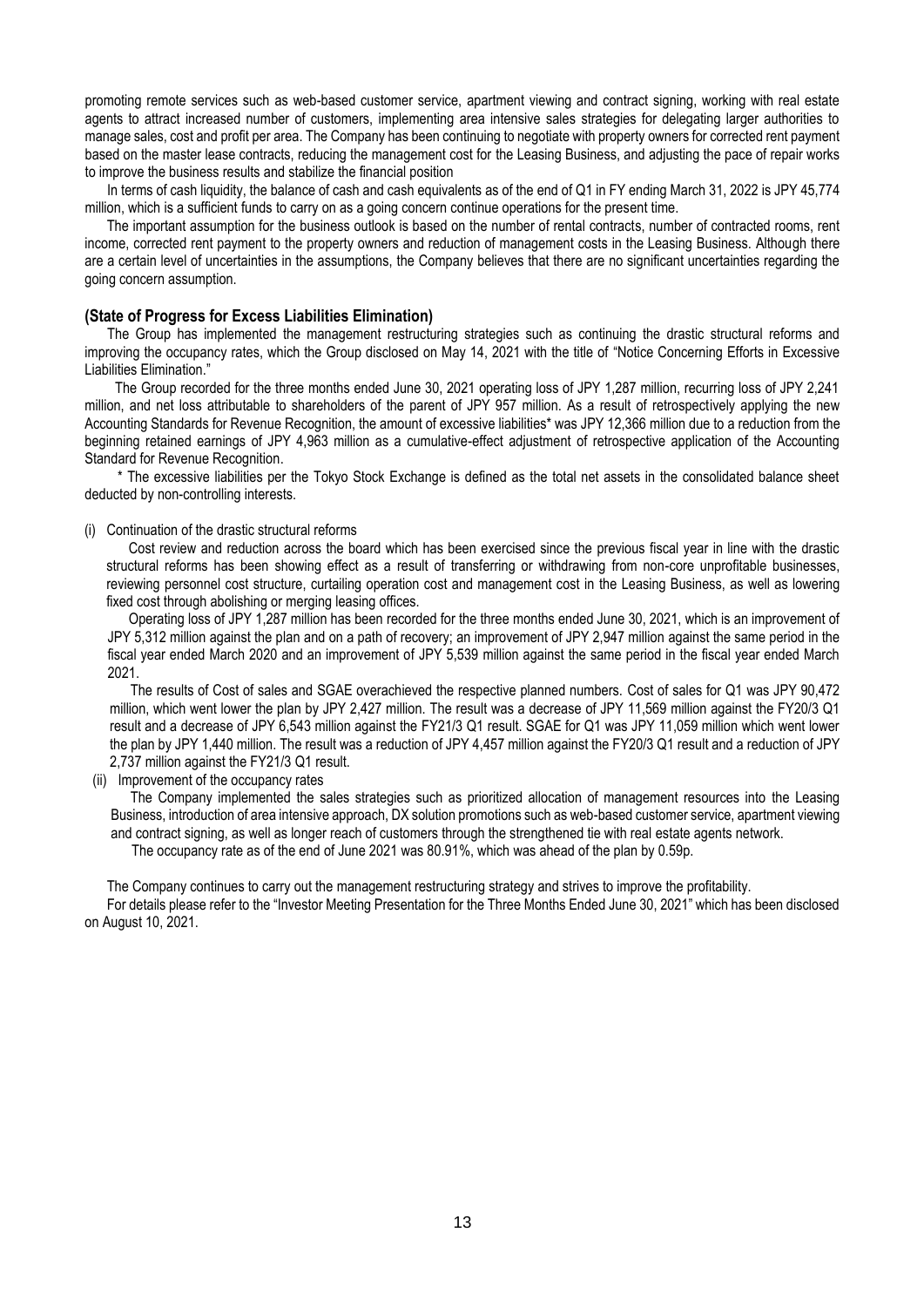promoting remote services such as web-based customer service, apartment viewing and contract signing, working with real estate agents to attract increased number of customers, implementing area intensive sales strategies for delegating larger authorities to manage sales, cost and profit per area. The Company has been continuing to negotiate with property owners for corrected rent payment based on the master lease contracts, reducing the management cost for the Leasing Business, and adjusting the pace of repair works to improve the business results and stabilize the financial position

In terms of cash liquidity, the balance of cash and cash equivalents as of the end of Q1 in FY ending March 31, 2022 is JPY 45,774 million, which is a sufficient funds to carry on as a going concern continue operations for the present time.

The important assumption for the business outlook is based on the number of rental contracts, number of contracted rooms, rent income, corrected rent payment to the property owners and reduction of management costs in the Leasing Business. Although there are a certain level of uncertainties in the assumptions, the Company believes that there are no significant uncertainties regarding the going concern assumption.

**(State of Progress for Excess Liabilities Elimination)**

The Group has implemented the management restructuring strategies such as continuing the drastic structural reforms and improving the occupancy rates, which the Group disclosed on May 14, 2021 with the title of "Notice Concerning Efforts in Excessive Liabilities Elimination."

The Group recorded for the three months ended June 30, 2021 operating loss of JPY 1,287 million, recurring loss of JPY 2,241 million, and net loss attributable to shareholders of the parent of JPY 957 million. As a result of retrospectively applying the new Accounting Standards for Revenue Recognition, the amount of excessive liabilities* was JPY 12,366 million due to a reduction from the beginning retained earnings of JPY 4,963 million as a cumulative-effect adjustment of retrospective application of the Accounting Standard for Revenue Recognition.

\* The excessive liabilities per the Tokyo Stock Exchange is defined as the total net assets in the consolidated balance sheet deducted by non-controlling interests.

(i) Continuation of the drastic structural reforms

Cost review and reduction across the board which has been exercised since the previous fiscal year in line with the drastic structural reforms has been showing effect as a result of transferring or withdrawing from non-core unprofitable businesses, reviewing personnel cost structure, curtailing operation cost and management cost in the Leasing Business, as well as lowering fixed cost through abolishing or merging leasing offices.

Operating loss of JPY 1,287 million has been recorded for the three months ended June 30, 2021, which is an improvement of JPY 5,312 million against the plan and on a path of recovery; an improvement of JPY 2,947 million against the same period in the fiscal year ended March 2020 and an improvement of JPY 5,539 million against the same period in the fiscal year ended March 2021.

The results of Cost of sales and SGAE overachieved the respective planned numbers. Cost of sales for Q1 was JPY 90,472 million, which went lower the plan by JPY 2,427 million. The result was a decrease of JPY 11,569 million against the FY20/3 Q1 result and a decrease of JPY 6,543 million against the FY21/3 Q1 result. SGAE for Q1 was JPY 11,059 million which went lower the plan by JPY 1,440 million. The result was a reduction of JPY 4,457 million against the FY20/3 Q1 result and a reduction of JPY 2,737 million against the FY21/3 Q1 result.

(ii) Improvement of the occupancy rates

The Company implemented the sales strategies such as prioritized allocation of management resources into the Leasing Business, introduction of area intensive approach, DX solution promotions such as web-based customer service, apartment viewing and contract signing, as well as longer reach of customers through the strengthened tie with real estate agents network.

The occupancy rate as of the end of June 2021 was 80.91%, which was ahead of the plan by 0.59p.

The Company continues to carry out the management restructuring strategy and strives to improve the profitability.

For details please refer to the "Investor Meeting Presentation for the Three Months Ended June 30, 2021" which has been disclosed on August 10, 2021.